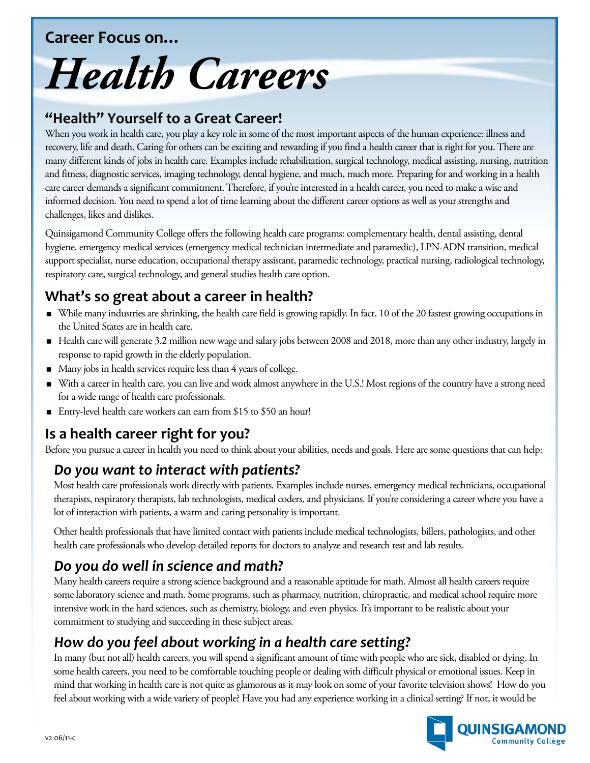## Career Focus on...

# Health Careers

## "Health" Yourself to a Great Career!

When you work in health care, you play a key role in some of the most important aspects of the human experience: illness and recovery, life and death. Caring for others can be exciting and rewarding if you find a health career that is right for you. There are many different kinds of jobs in health care. Examples include rehabilitation, surgical technology, medical assisting, nursing, nutrition and fitness, diagnostic services, imaging technology, dental hygiene, and much, much more. Preparing for and working in a health care career demands a significant commitment. Therefore, if you're interested in a health career, you need to make a wise and informed decision. You need to spend a lot of time learning about the different career options as well as your strengths and challenges, likes and dislikes.

Quinsigamond Community College offers the following health care programs: complementary health, dental assisting, dental hygiene, emergency medical services (emergency medical technician intermediate and paramedic), LPN-ADN transition, medical support specialist, nurse education, occupational therapy assistant, paramedic technology, practical nursing, radiological technology, respiratory care, surgical technology, and general studies health care option.

## What's so great about a career in health?

- While many industries are shrinking, the health care field is growing rapidly. In fact, 10 of the 20 fastest growing occupations in the United States are in health care.
- Health care will generate 3.2 million new wage and salary jobs between 2008 and 2018, more than any other industry, largely in response to rapid growth in the elderly population.
- Many jobs in health services require less than 4 years of college.
- With a career in health care, you can live and work almost anywhere in the U.S.! Most regions of the country have a strong need for a wide range of health care professionals.
- Entry-level health care workers can earn from $15 to $50 an hour!

## Is a health career right for you?

Before you pursue a career in health you need to think about your abilities, needs and goals. Here are some questions that can help:

### *Do you want to interact with patients?*

Most health care professionals work directly with patients. Examples include nurses, emergency medical technicians, occupational therapists, respiratory therapists, lab technologists, medical coders, and physicians. If you're considering a career where you have a lot of interaction with patients, a warm and caring personality is important.

Other health professionals that have limited contact with patients include medical technologists, billers, pathologists, and other health care professionals who develop detailed reports for doctors to analyze and research test and lab results.

### *Do you do well in science and math?*

Many health careers require a strong science background and a reasonable aptitude for math. Almost all health careers require some laboratory science and math. Some programs, such as pharmacy, nutrition, chiropractic, and medical school require more intensive work in the hard sciences, such as chemistry, biology, and even physics. It's important to be realistic about your commitment to studying and succeeding in these subject areas.

### *How do you feel about working in a health care setting?*

In many (but not all) health careers, you will spend a significant amount of time with people who are sick, disabled or dying. In some health careers, you need to be comfortable touching people or dealing with difficult physical or emotional issues. Keep in mind that working in health care is not quite as glamorous as it may look on some of your favorite television shows! How do you feel about working with a wide variety of people? Have you had any experience working in a clinical setting? If not, it would be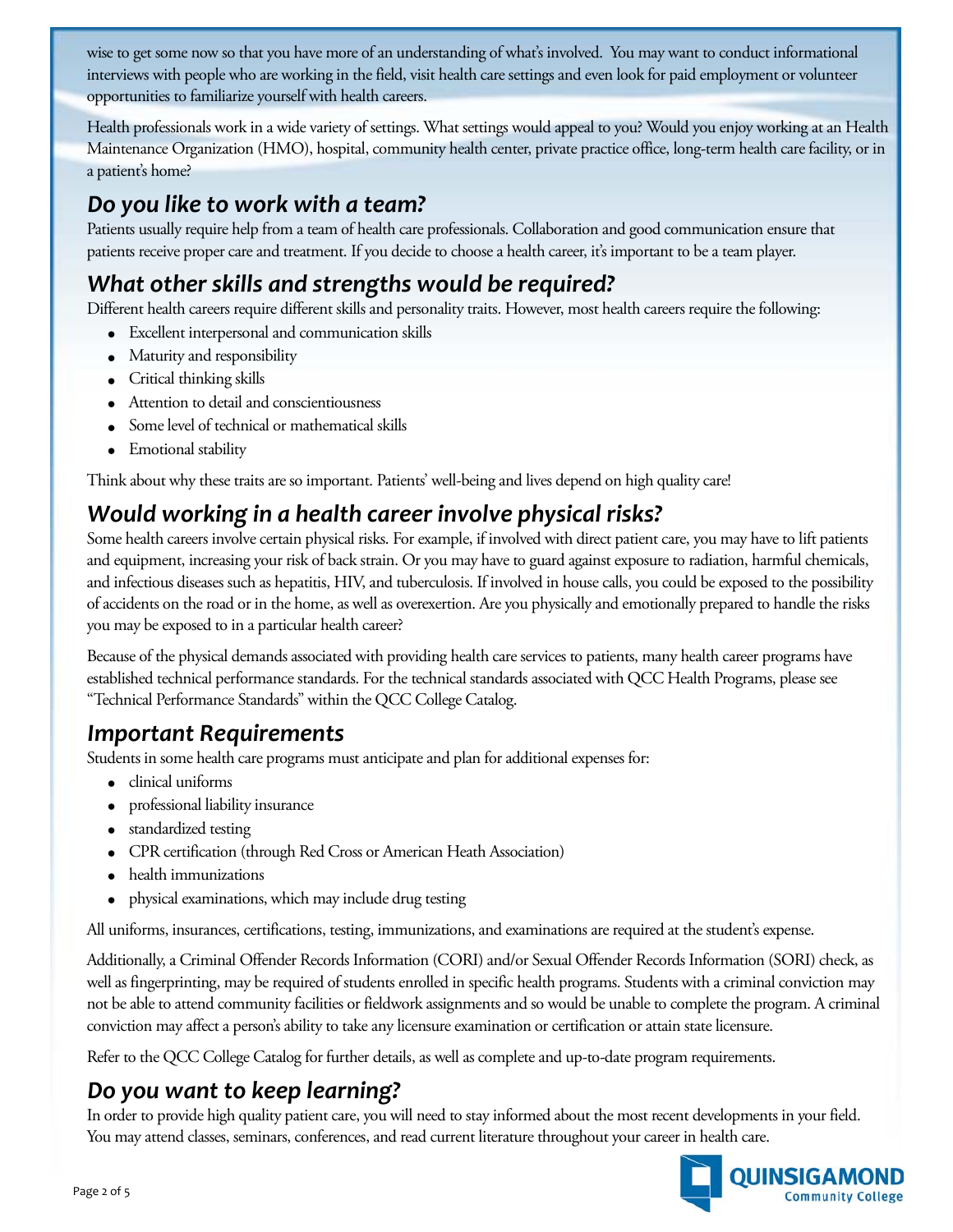wise to get some now so that you have more of an understanding of what's involved. You may want to conduct informational interviews with people who are working in the field, visit health care settings and even look for paid employment or volunteer opportunities to familiarize yourself with health careers.

Health professionals work in a wide variety of settings. What settings would appeal to you? Would you enjoy working at an Health Maintenance Organization (HMO), hospital, community health center, private practice office, long-term health care facility, or in a patient's home?

## *Do you like to work with a team?*

Patients usually require help from a team of health care professionals. Collaboration and good communication ensure that patients receive proper care and treatment. If you decide to choose a health career, it's important to be a team player.

## *What other skills and strengths would be required?*

Different health careers require different skills and personality traits. However, most health careers require the following:

- Excellent interpersonal and communication skills
- Maturity and responsibility
- Critical thinking skills
- Attention to detail and conscientiousness
- Some level of technical or mathematical skills
- Emotional stability

Think about why these traits are so important. Patients' well-being and lives depend on high quality care!

## *Would working in a health career involve physical risks?*

Some health careers involve certain physical risks. For example, if involved with direct patient care, you may have to lift patients and equipment, increasing your risk of back strain. Or you may have to guard against exposure to radiation, harmful chemicals, and infectious diseases such as hepatitis, HIV, and tuberculosis. If involved in house calls, you could be exposed to the possibility of accidents on the road or in the home, as well as overexertion. Are you physically and emotionally prepared to handle the risks you may be exposed to in a particular health career?

Because of the physical demands associated with providing health care services to patients, many health career programs have established technical performance standards. For the technical standards associated with QCC Health Programs, please see "Technical Performance Standards" within the QCC College Catalog.

## *Important Requirements*

Students in some health care programs must anticipate and plan for additional expenses for:

- clinical uniforms
- professional liability insurance
- standardized testing
- CPR certification (through Red Cross or American Heath Association)
- health immunizations
- physical examinations, which may include drug testing

All uniforms, insurances, certifications, testing, immunizations, and examinations are required at the student's expense.

Additionally, a Criminal Offender Records Information (CORI) and/or Sexual Offender Records Information (SORI) check, as well as fingerprinting, may be required of students enrolled in specific health programs. Students with a criminal conviction may not be able to attend community facilities or fieldwork assignments and so would be unable to complete the program. A criminal conviction may affect a person's ability to take any licensure examination or certification or attain state licensure.

Refer to the QCC College Catalog for further details, as well as complete and up-to-date program requirements.

## *Do you want to keep learning?*

In order to provide high quality patient care, you will need to stay informed about the most recent developments in your field. You may attend classes, seminars, conferences, and read current literature throughout your career in health care.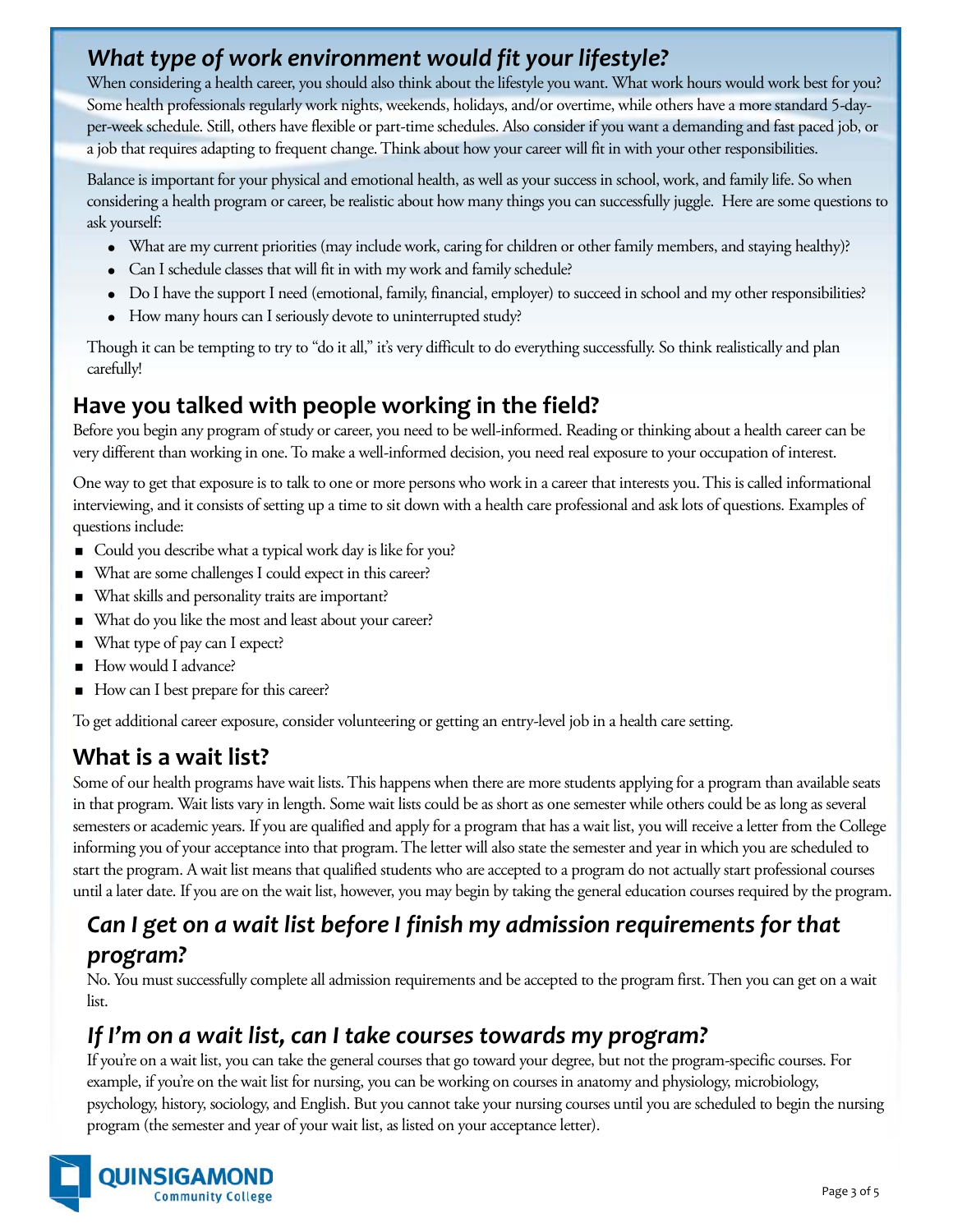## *What type of work environment would fit your lifestyle?*

When considering a health career, you should also think about the lifestyle you want. What work hours would work best for you? Some health professionals regularly work nights, weekends, holidays, and/or overtime, while others have a more standard 5-day-per-week schedule. Still, others have flexible or part-time schedules. Also consider if you want a demanding and fast paced job, or a job that requires adapting to frequent change. Think about how your career will fit in with your other responsibilities.

Balance is important for your physical and emotional health, as well as your success in school, work, and family life. So when considering a health program or career, be realistic about how many things you can successfully juggle. Here are some questions to ask yourself:

- What are my current priorities (may include work, caring for children or other family members, and staying healthy)?
- Can I schedule classes that will fit in with my work and family schedule?
- Do I have the support I need (emotional, family, financial, employer) to succeed in school and my other responsibilities?
- How many hours can I seriously devote to uninterrupted study?

Though it can be tempting to try to "do it all," it's very difficult to do everything successfully. So think realistically and plan carefully!

## Have you talked with people working in the field?

Before you begin any program of study or career, you need to be well-informed. Reading or thinking about a health career can be very different than working in one. To make a well-informed decision, you need real exposure to your occupation of interest.

One way to get that exposure is to talk to one or more persons who work in a career that interests you. This is called informational interviewing, and it consists of setting up a time to sit down with a health care professional and ask lots of questions. Examples of questions include:

- Could you describe what a typical work day is like for you?
- What are some challenges I could expect in this career?
- What skills and personality traits are important?
- What do you like the most and least about your career?
- What type of pay can I expect?
- How would I advance?
- How can I best prepare for this career?

To get additional career exposure, consider volunteering or getting an entry-level job in a health care setting.

## What is a wait list?

Some of our health programs have wait lists. This happens when there are more students applying for a program than available seats in that program. Wait lists vary in length. Some wait lists could be as short as one semester while others could be as long as several semesters or academic years. If you are qualified and apply for a program that has a wait list, you will receive a letter from the College informing you of your acceptance into that program. The letter will also state the semester and year in which you are scheduled to start the program. A wait list means that qualified students who are accepted to a program do not actually start professional courses until a later date. If you are on the wait list, however, you may begin by taking the general education courses required by the program.

### *Can I get on a wait list before I finish my admission requirements for that program?*

No. You must successfully complete all admission requirements and be accepted to the program first. Then you can get on a wait list.

### *If I'm on a wait list, can I take courses towards my program?*

If you're on a wait list, you can take the general courses that go toward your degree, but not the program-specific courses. For example, if you're on the wait list for nursing, you can be working on courses in anatomy and physiology, microbiology, psychology, history, sociology, and English. But you cannot take your nursing courses until you are scheduled to begin the nursing program (the semester and year of your wait list, as listed on your acceptance letter).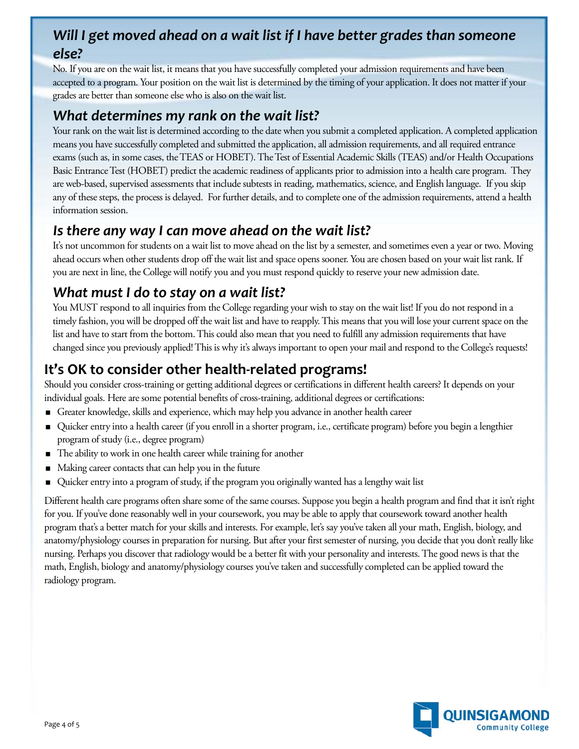### *Will I get moved ahead on a wait list if I have better grades than someone else?*

No. If you are on the wait list, it means that you have successfully completed your admission requirements and have been accepted to a program. Your position on the wait list is determined by the timing of your application. It does not matter if your grades are better than someone else who is also on the wait list.

### *What determines my rank on the wait list?*

Your rank on the wait list is determined according to the date when you submit a completed application. A completed application means you have successfully completed and submitted the application, all admission requirements, and all required entrance exams (such as, in some cases, the TEAS or HOBET). The Test of Essential Academic Skills (TEAS) and/or Health Occupations Basic Entrance Test (HOBET) predict the academic readiness of applicants prior to admission into a health care program. They are web-based, supervised assessments that include subtests in reading, mathematics, science, and English language. If you skip any of these steps, the process is delayed. For further details, and to complete one of the admission requirements, attend a health information session.

### *Is there any way I can move ahead on the wait list?*

It's not uncommon for students on a wait list to move ahead on the list by a semester, and sometimes even a year or two. Moving ahead occurs when other students drop off the wait list and space opens sooner. You are chosen based on your wait list rank. If you are next in line, the College will notify you and you must respond quickly to reserve your new admission date.

### *What must I do to stay on a wait list?*

You MUST respond to all inquiries from the College regarding your wish to stay on the wait list! If you do not respond in a timely fashion, you will be dropped off the wait list and have to reapply. This means that you will lose your current space on the list and have to start from the bottom. This could also mean that you need to fulfill any admission requirements that have changed since you previously applied! This is why it's always important to open your mail and respond to the College's requests!

## It's OK to consider other health-related programs!

Should you consider cross-training or getting additional degrees or certifications in different health careers? It depends on your individual goals. Here are some potential benefits of cross-training, additional degrees or certifications:

- Greater knowledge, skills and experience, which may help you advance in another health career
- Quicker entry into a health career (if you enroll in a shorter program, i.e., certificate program) before you begin a lengthier program of study (i.e., degree program)
- The ability to work in one health career while training for another
- Making career contacts that can help you in the future
- Quicker entry into a program of study, if the program you originally wanted has a lengthy wait list

Different health care programs often share some of the same courses. Suppose you begin a health program and find that it isn't right for you. If you've done reasonably well in your coursework, you may be able to apply that coursework toward another health program that's a better match for your skills and interests. For example, let's say you've taken all your math, English, biology, and anatomy/physiology courses in preparation for nursing. But after your first semester of nursing, you decide that you don't really like nursing. Perhaps you discover that radiology would be a better fit with your personality and interests. The good news is that the math, English, biology and anatomy/physiology courses you've taken and successfully completed can be applied toward the radiology program.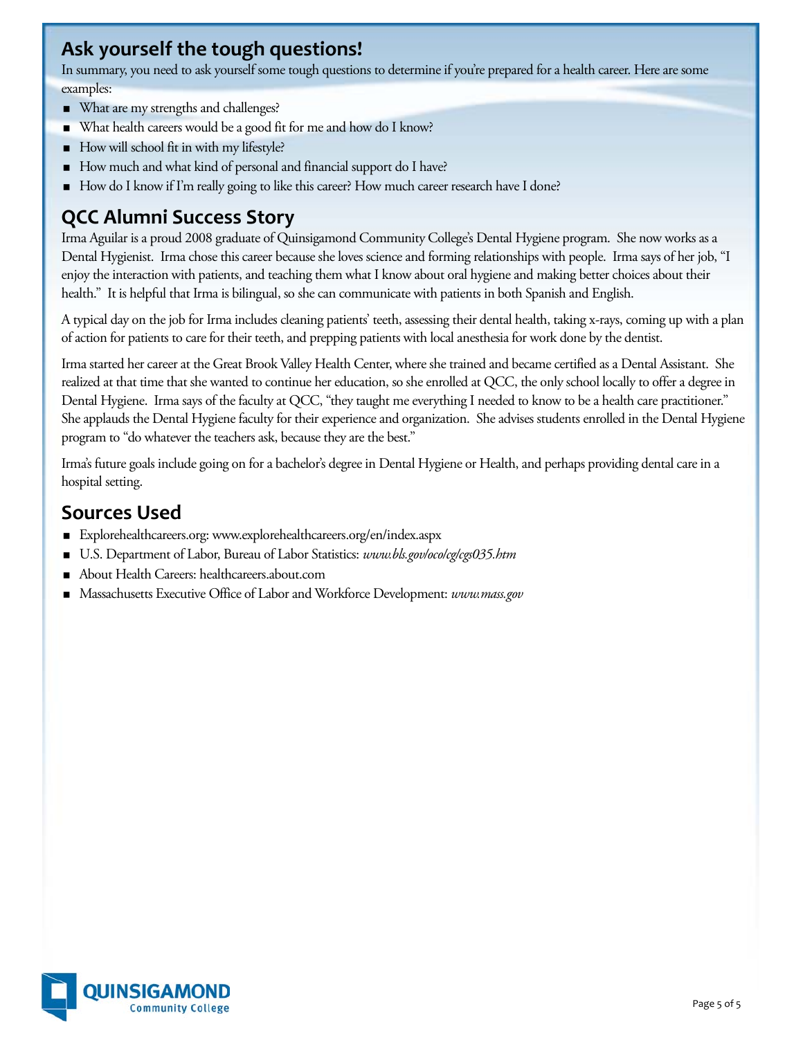## Ask yourself the tough questions!

In summary, you need to ask yourself some tough questions to determine if you're prepared for a health career. Here are some examples:

- What are my strengths and challenges?
- What health careers would be a good fit for me and how do I know?
- How will school fit in with my lifestyle?
- How much and what kind of personal and financial support do I have?
- How do I know if I'm really going to like this career? How much career research have I done?

## QCC Alumni Success Story

Irma Aguilar is a proud 2008 graduate of Quinsigamond Community College's Dental Hygiene program. She now works as a Dental Hygienist. Irma chose this career because she loves science and forming relationships with people. Irma says of her job, "I enjoy the interaction with patients, and teaching them what I know about oral hygiene and making better choices about their health." It is helpful that Irma is bilingual, so she can communicate with patients in both Spanish and English.

A typical day on the job for Irma includes cleaning patients' teeth, assessing their dental health, taking x-rays, coming up with a plan of action for patients to care for their teeth, and prepping patients with local anesthesia for work done by the dentist.

Irma started her career at the Great Brook Valley Health Center, where she trained and became certified as a Dental Assistant. She realized at that time that she wanted to continue her education, so she enrolled at QCC, the only school locally to offer a degree in Dental Hygiene. Irma says of the faculty at QCC, "they taught me everything I needed to know to be a health care practitioner." She applauds the Dental Hygiene faculty for their experience and organization. She advises students enrolled in the Dental Hygiene program to "do whatever the teachers ask, because they are the best."

Irma's future goals include going on for a bachelor's degree in Dental Hygiene or Health, and perhaps providing dental care in a hospital setting.

## Sources Used

- Explorehealthcareers.org: www.explorehealthcareers.org/en/index.aspx
- U.S. Department of Labor, Bureau of Labor Statistics: *www.bls.gov/oco/cg/cgs035.htm*
- About Health Careers: healthcareers.about.com
- Massachusetts Executive Office of Labor and Workforce Development: *www.mass.gov*